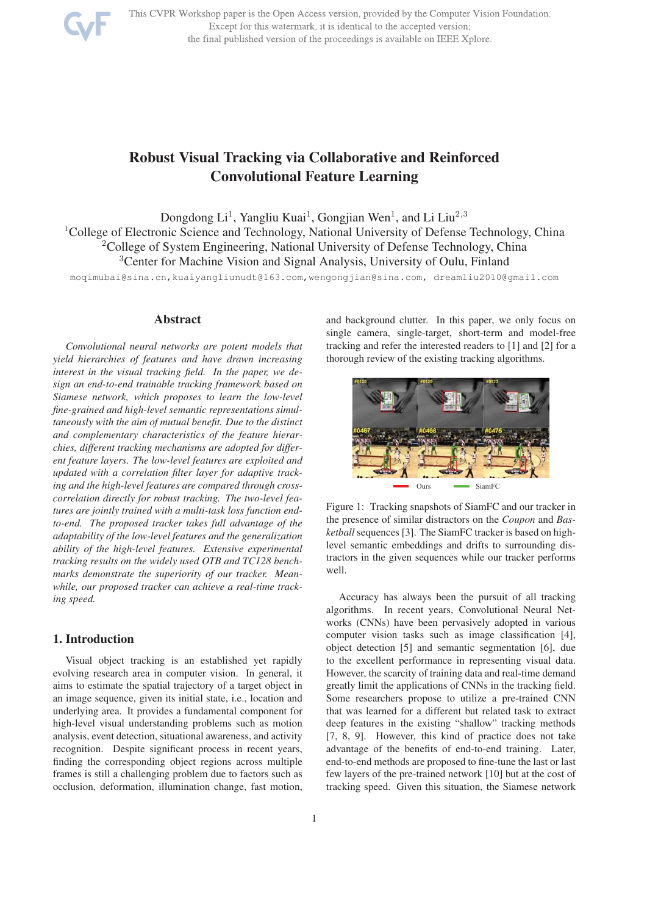# Robust Visual Tracking via Collaborative and Reinforced Convolutional Feature Learning

Dongdong Li[1], Yangliu Kuai[1], Gongjian Wen[1], and Li Liu[2,3]

[1]College of Electronic Science and Technology, National University of Defense Technology, China
[2]College of System Engineering, National University of Defense Technology, China
[3]Center for Machine Vision and Signal Analysis, University of Oulu, Finland

moqimubai@sina.cn, kuaiyangliunudt@163.com, wengongjian@sina.com, dreamliu2010@gmail.com

## Abstract

*Convolutional neural networks are potent models that yield hierarchies of features and have drawn increasing interest in the visual tracking field. In the paper, we design an end-to-end trainable tracking framework based on Siamese network, which proposes to learn the low-level fine-grained and high-level semantic representations simultaneously with the aim of mutual benefit. Due to the distinct and complementary characteristics of the feature hierarchies, different tracking mechanisms are adopted for different feature layers. The low-level features are exploited and updated with a correlation filter layer for adaptive tracking and the high-level features are compared through cross-correlation directly for robust tracking. The two-level features are jointly trained with a multi-task loss function end-to-end. The proposed tracker takes full advantage of the adaptability of the low-level features and the generalization ability of the high-level features. Extensive experimental tracking results on the widely used OTB and TC128 benchmarks demonstrate the superiority of our tracker. Meanwhile, our proposed tracker can achieve a real-time tracking speed.*

## 1. Introduction

Visual object tracking is an established yet rapidly evolving research area in computer vision. In general, it aims to estimate the spatial trajectory of a target object in an image sequence, given its initial state, i.e., location and underlying area. It provides a fundamental component for high-level visual understanding problems such as motion analysis, event detection, situational awareness, and activity recognition. Despite significant process in recent years, finding the corresponding object regions across multiple frames is still a challenging problem due to factors such as occlusion, deformation, illumination change, fast motion, and background clutter. In this paper, we only focus on single camera, single-target, short-term and model-free tracking and refer the interested readers to [1] and [2] for a thorough review of the existing tracking algorithms.

Figure 1: Tracking snapshots of SiamFC and our tracker in the presence of similar distractors on the *Coupon* and *Basketball* sequences [3]. The SiamFC tracker is based on high-level semantic embeddings and drifts to surrounding distractors in the given sequences while our tracker performs well.

Accuracy has always been the pursuit of all tracking algorithms. In recent years, Convolutional Neural Networks (CNNs) have been pervasively adopted in various computer vision tasks such as image classification [4], object detection [5] and semantic segmentation [6], due to the excellent performance in representing visual data. However, the scarcity of training data and real-time demand greatly limit the applications of CNNs in the tracking field. Some researchers propose to utilize a pre-trained CNN that was learned for a different but related task to extract deep features in the existing "shallow" tracking methods [7, 8, 9]. However, this kind of practice does not take advantage of the benefits of end-to-end training. Later, end-to-end methods are proposed to fine-tune the last or last few layers of the pre-trained network [10] but at the cost of tracking speed. Given this situation, the Siamese network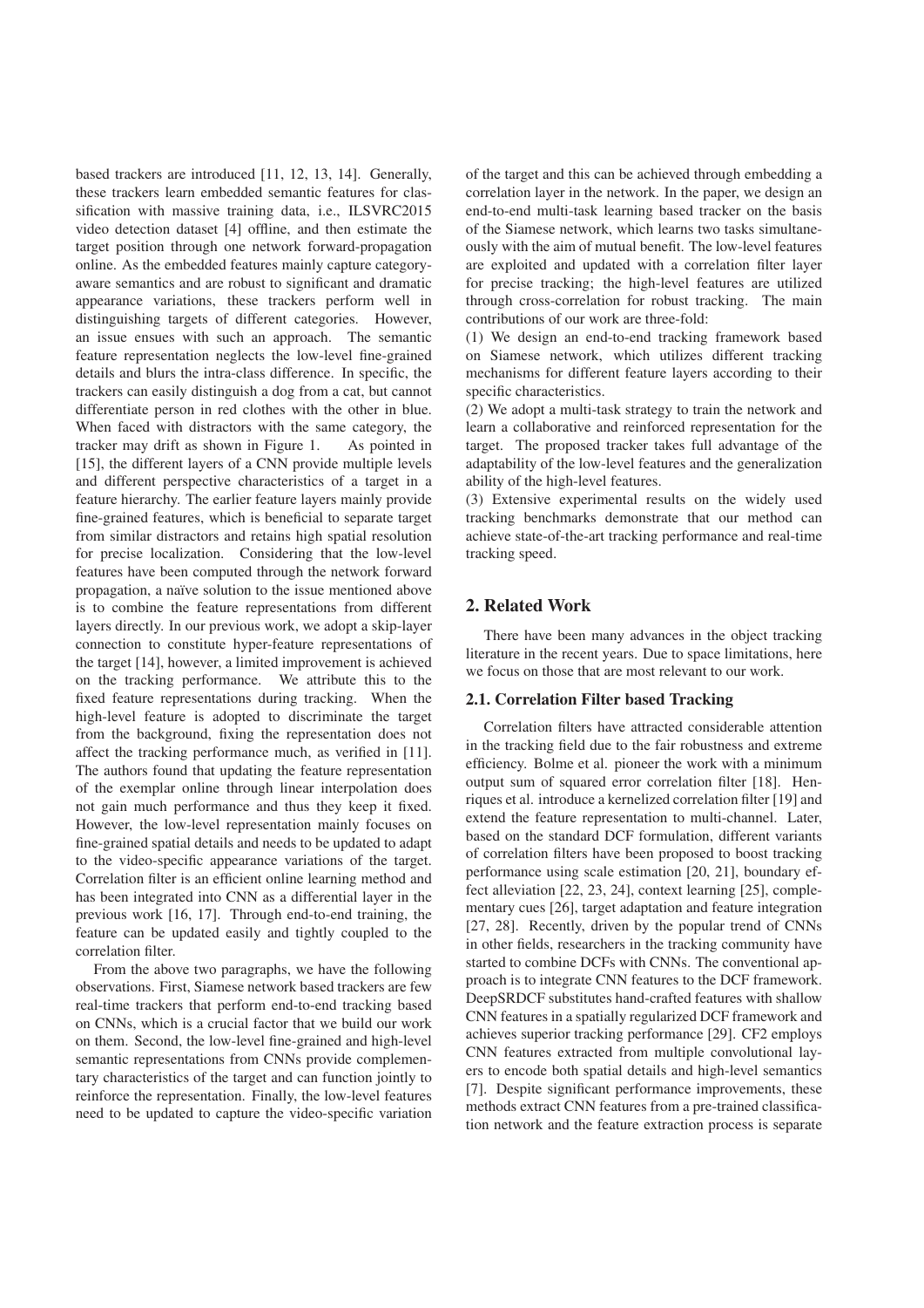based trackers are introduced [11, 12, 13, 14]. Generally, these trackers learn embedded semantic features for classification with massive training data, i.e., ILSVRC2015 video detection dataset [4] offline, and then estimate the target position through one network forward-propagation online. As the embedded features mainly capture category-aware semantics and are robust to significant and dramatic appearance variations, these trackers perform well in distinguishing targets of different categories. However, an issue ensues with such an approach. The semantic feature representation neglects the low-level fine-grained details and blurs the intra-class difference. In specific, the trackers can easily distinguish a dog from a cat, but cannot differentiate person in red clothes with the other in blue. When faced with distractors with the same category, the tracker may drift as shown in Figure 1. As pointed in [15], the different layers of a CNN provide multiple levels and different perspective characteristics of a target in a feature hierarchy. The earlier feature layers mainly provide fine-grained features, which is beneficial to separate target from similar distractors and retains high spatial resolution for precise localization. Considering that the low-level features have been computed through the network forward propagation, a naïve solution to the issue mentioned above is to combine the feature representations from different layers directly. In our previous work, we adopt a skip-layer connection to constitute hyper-feature representations of the target [14], however, a limited improvement is achieved on the tracking performance. We attribute this to the fixed feature representations during tracking. When the high-level feature is adopted to discriminate the target from the background, fixing the representation does not affect the tracking performance much, as verified in [11]. The authors found that updating the feature representation of the exemplar online through linear interpolation does not gain much performance and thus they keep it fixed. However, the low-level representation mainly focuses on fine-grained spatial details and needs to be updated to adapt to the video-specific appearance variations of the target. Correlation filter is an efficient online learning method and has been integrated into CNN as a differential layer in the previous work [16, 17]. Through end-to-end training, the feature can be updated easily and tightly coupled to the correlation filter.

From the above two paragraphs, we have the following observations. First, Siamese network based trackers are few real-time trackers that perform end-to-end tracking based on CNNs, which is a crucial factor that we build our work on them. Second, the low-level fine-grained and high-level semantic representations from CNNs provide complementary characteristics of the target and can function jointly to reinforce the representation. Finally, the low-level features need to be updated to capture the video-specific variation of the target and this can be achieved through embedding a correlation layer in the network. In the paper, we design an end-to-end multi-task learning based tracker on the basis of the Siamese network, which learns two tasks simultaneously with the aim of mutual benefit. The low-level features are exploited and updated with a correlation filter layer for precise tracking; the high-level features are utilized through cross-correlation for robust tracking. The main contributions of our work are three-fold:

(1) We design an end-to-end tracking framework based on Siamese network, which utilizes different tracking mechanisms for different feature layers according to their specific characteristics.

(2) We adopt a multi-task strategy to train the network and learn a collaborative and reinforced representation for the target. The proposed tracker takes full advantage of the adaptability of the low-level features and the generalization ability of the high-level features.

(3) Extensive experimental results on the widely used tracking benchmarks demonstrate that our method can achieve state-of-the-art tracking performance and real-time tracking speed.

## 2. Related Work

There have been many advances in the object tracking literature in the recent years. Due to space limitations, here we focus on those that are most relevant to our work.

### 2.1. Correlation Filter based Tracking

Correlation filters have attracted considerable attention in the tracking field due to the fair robustness and extreme efficiency. Bolme et al. pioneer the work with a minimum output sum of squared error correlation filter [18]. Henriques et al. introduce a kernelized correlation filter [19] and extend the feature representation to multi-channel. Later, based on the standard DCF formulation, different variants of correlation filters have been proposed to boost tracking performance using scale estimation [20, 21], boundary effect alleviation [22, 23, 24], context learning [25], complementary cues [26], target adaptation and feature integration [27, 28]. Recently, driven by the popular trend of CNNs in other fields, researchers in the tracking community have started to combine DCFs with CNNs. The conventional approach is to integrate CNN features to the DCF framework. DeepSRDCF substitutes hand-crafted features with shallow CNN features in a spatially regularized DCF framework and achieves superior tracking performance [29]. CF2 employs CNN features extracted from multiple convolutional layers to encode both spatial details and high-level semantics [7]. Despite significant performance improvements, these methods extract CNN features from a pre-trained classification network and the feature extraction process is separate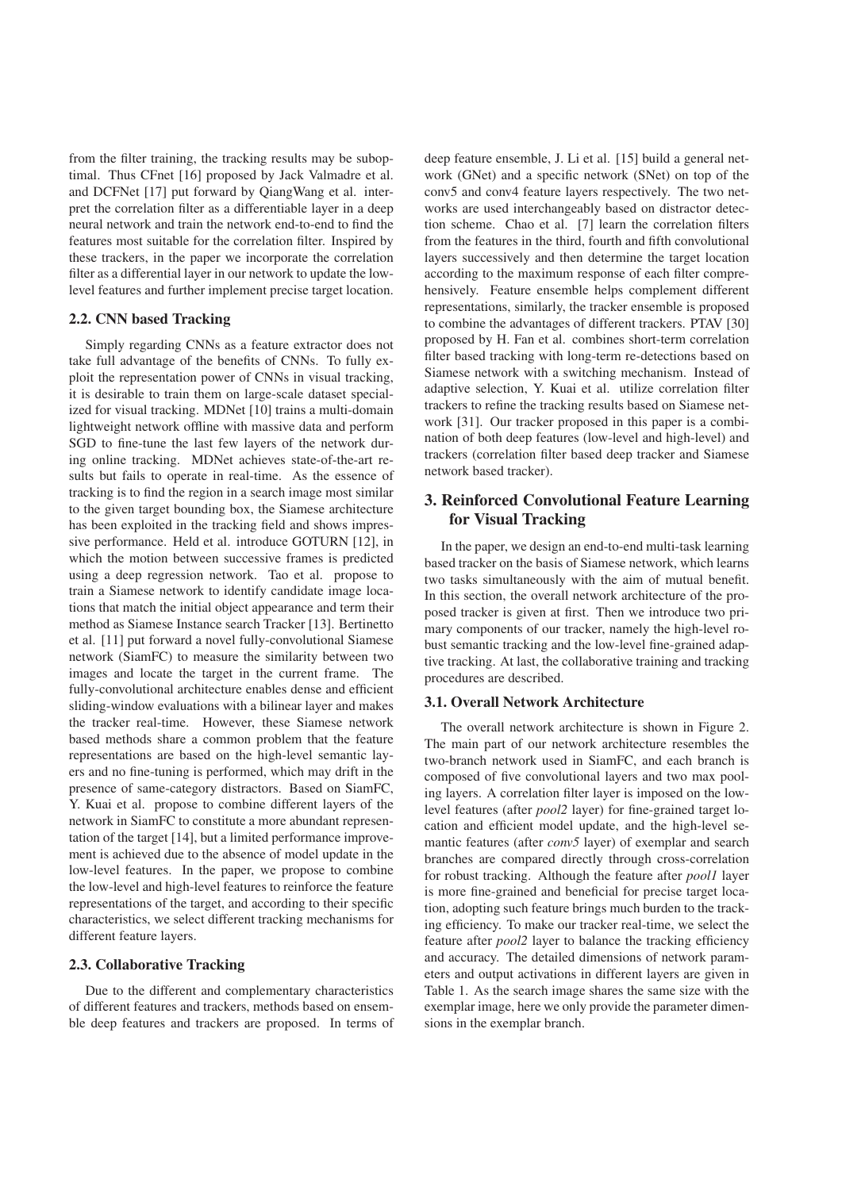from the filter training, the tracking results may be suboptimal. Thus CFnet [16] proposed by Jack Valmadre et al. and DCFNet [17] put forward by QiangWang et al. interpret the correlation filter as a differentiable layer in a deep neural network and train the network end-to-end to find the features most suitable for the correlation filter. Inspired by these trackers, in the paper we incorporate the correlation filter as a differential layer in our network to update the low-level features and further implement precise target location.

### 2.2. CNN based Tracking

Simply regarding CNNs as a feature extractor does not take full advantage of the benefits of CNNs. To fully exploit the representation power of CNNs in visual tracking, it is desirable to train them on large-scale dataset specialized for visual tracking. MDNet [10] trains a multi-domain lightweight network offline with massive data and perform SGD to fine-tune the last few layers of the network during online tracking. MDNet achieves state-of-the-art results but fails to operate in real-time. As the essence of tracking is to find the region in a search image most similar to the given target bounding box, the Siamese architecture has been exploited in the tracking field and shows impressive performance. Held et al. introduce GOTURN [12], in which the motion between successive frames is predicted using a deep regression network. Tao et al. propose to train a Siamese network to identify candidate image locations that match the initial object appearance and term their method as Siamese Instance search Tracker [13]. Bertinetto et al. [11] put forward a novel fully-convolutional Siamese network (SiamFC) to measure the similarity between two images and locate the target in the current frame. The fully-convolutional architecture enables dense and efficient sliding-window evaluations with a bilinear layer and makes the tracker real-time. However, these Siamese network based methods share a common problem that the feature representations are based on the high-level semantic layers and no fine-tuning is performed, which may drift in the presence of same-category distractors. Based on SiamFC, Y. Kuai et al. propose to combine different layers of the network in SiamFC to constitute a more abundant representation of the target [14], but a limited performance improvement is achieved due to the absence of model update in the low-level features. In the paper, we propose to combine the low-level and high-level features to reinforce the feature representations of the target, and according to their specific characteristics, we select different tracking mechanisms for different feature layers.

### 2.3. Collaborative Tracking

Due to the different and complementary characteristics of different features and trackers, methods based on ensemble deep features and trackers are proposed. In terms of deep feature ensemble, J. Li et al. [15] build a general network (GNet) and a specific network (SNet) on top of the conv5 and conv4 feature layers respectively. The two networks are used interchangeably based on distractor detection scheme. Chao et al. [7] learn the correlation filters from the features in the third, fourth and fifth convolutional layers successively and then determine the target location according to the maximum response of each filter comprehensively. Feature ensemble helps complement different representations, similarly, the tracker ensemble is proposed to combine the advantages of different trackers. PTAV [30] proposed by H. Fan et al. combines short-term correlation filter based tracking with long-term re-detections based on Siamese network with a switching mechanism. Instead of adaptive selection, Y. Kuai et al. utilize correlation filter trackers to refine the tracking results based on Siamese network [31]. Our tracker proposed in this paper is a combination of both deep features (low-level and high-level) and trackers (correlation filter based deep tracker and Siamese network based tracker).

## 3. Reinforced Convolutional Feature Learning for Visual Tracking

In the paper, we design an end-to-end multi-task learning based tracker on the basis of Siamese network, which learns two tasks simultaneously with the aim of mutual benefit. In this section, the overall network architecture of the proposed tracker is given at first. Then we introduce two primary components of our tracker, namely the high-level robust semantic tracking and the low-level fine-grained adaptive tracking. At last, the collaborative training and tracking procedures are described.

### 3.1. Overall Network Architecture

The overall network architecture is shown in Figure 2. The main part of our network architecture resembles the two-branch network used in SiamFC, and each branch is composed of five convolutional layers and two max pooling layers. A correlation filter layer is imposed on the low-level features (after *pool2* layer) for fine-grained target location and efficient model update, and the high-level semantic features (after *conv5* layer) of exemplar and search branches are compared directly through cross-correlation for robust tracking. Although the feature after *pool1* layer is more fine-grained and beneficial for precise target location, adopting such feature brings much burden to the tracking efficiency. To make our tracker real-time, we select the feature after *pool2* layer to balance the tracking efficiency and accuracy. The detailed dimensions of network parameters and output activations in different layers are given in Table 1. As the search image shares the same size with the exemplar image, here we only provide the parameter dimensions in the exemplar branch.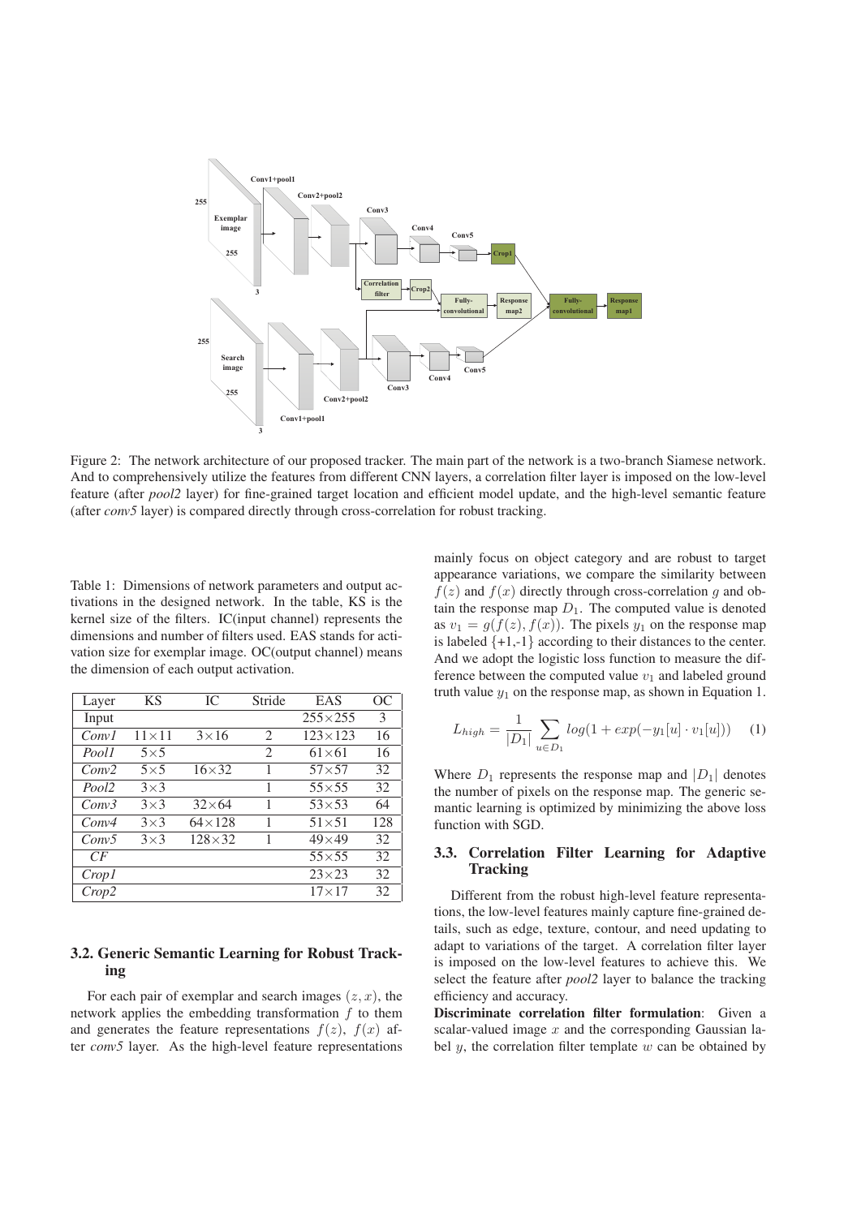Figure 2: The network architecture of our proposed tracker. The main part of the network is a two-branch Siamese network. And to comprehensively utilize the features from different CNN layers, a correlation filter layer is imposed on the low-level feature (after *pool2* layer) for fine-grained target location and efficient model update, and the high-level semantic feature (after *conv5* layer) is compared directly through cross-correlation for robust tracking.

Table 1: Dimensions of network parameters and output activations in the designed network. In the table, KS is the kernel size of the filters. IC(input channel) represents the dimensions and number of filters used. EAS stands for activation size for exemplar image. OC(output channel) means the dimension of each output activation.

| Layer | KS | IC | Stride | EAS | OC |
|---|---|---|---|---|---|
| Input | | | | 255×255 | 3 |
| *Conv1* | 11×11 | 3×16 | 2 | 123×123 | 16 |
| *Pool1* | 5×5 | | 2 | 61×61 | 16 |
| *Conv2* | 5×5 | 16×32 | 1 | 57×57 | 32 |
| *Pool2* | 3×3 | | 1 | 55×55 | 32 |
| *Conv3* | 3×3 | 32×64 | 1 | 53×53 | 64 |
| *Conv4* | 3×3 | 64×128 | 1 | 51×51 | 128 |
| *Conv5* | 3×3 | 128×32 | 1 | 49×49 | 32 |
| *CF* | | | | 55×55 | 32 |
| *Crop1* | | | | 23×23 | 32 |
| *Crop2* | | | | 17×17 | 32 |

### 3.2. Generic Semantic Learning for Robust Tracking

For each pair of exemplar and search images $(z, x)$, the network applies the embedding transformation $f$ to them and generates the feature representations $f(z)$, $f(x)$ after *conv5* layer. As the high-level feature representations mainly focus on object category and are robust to target appearance variations, we compare the similarity between $f(z)$ and $f(x)$ directly through cross-correlation $g$ and obtain the response map $D_1$. The computed value is denoted as $v_1 = g(f(z), f(x))$. The pixels $y_1$ on the response map is labeled {+1,-1} according to their distances to the center. And we adopt the logistic loss function to measure the difference between the computed value $v_1$ and labeled ground truth value $y_1$ on the response map, as shown in Equation 1.

$$L_{high} = \frac{1}{|D_1|} \sum_{u \in D_1} log(1 + exp(-y_1[u] \cdot v_1[u])) \quad (1)$$

Where $D_1$ represents the response map and $|D_1|$ denotes the number of pixels on the response map. The generic semantic learning is optimized by minimizing the above loss function with SGD.

### 3.3. Correlation Filter Learning for Adaptive Tracking

Different from the robust high-level feature representations, the low-level features mainly capture fine-grained details, such as edge, texture, contour, and need updating to adapt to variations of the target. A correlation filter layer is imposed on the low-level features to achieve this. We select the feature after *pool2* layer to balance the tracking efficiency and accuracy.

**Discriminate correlation filter formulation**: Given a scalar-valued image $x$ and the corresponding Gaussian label $y$, the correlation filter template $w$ can be obtained by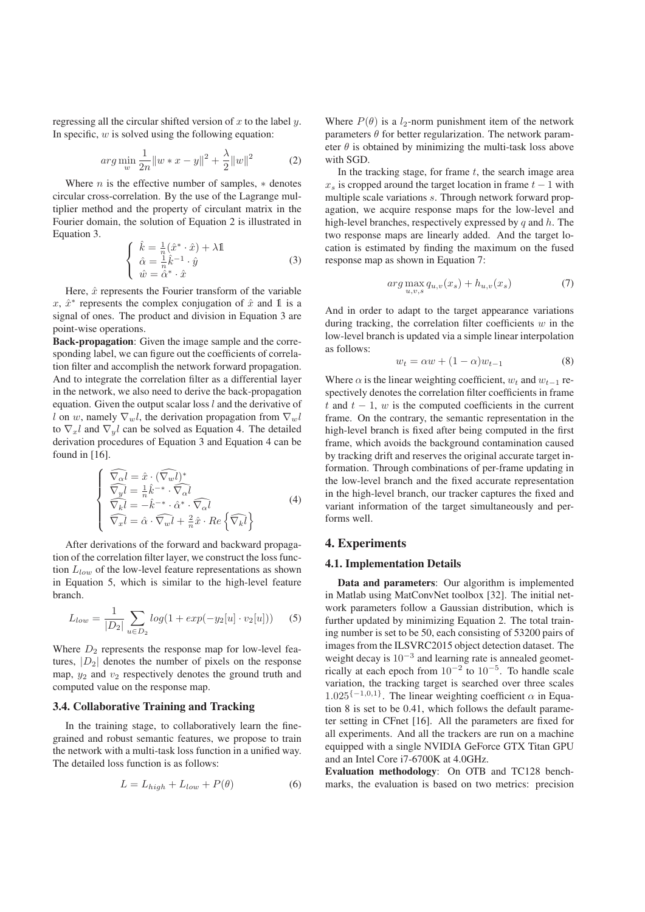regressing all the circular shifted version of $x$ to the label $y$. In specific, $w$ is solved using the following equation:

$$arg\min_{w} \frac{1}{2n}\|w * x - y\|^2 + \frac{\lambda}{2}\|w\|^2 \tag{2}$$

Where $n$ is the effective number of samples, $*$ denotes circular cross-correlation. By the use of the Lagrange multiplier method and the property of circulant matrix in the Fourier domain, the solution of Equation 2 is illustrated in Equation 3.

$$\left\{ \begin{array}{l} \hat{k} = \frac{1}{n}(\hat{x}^* \cdot \hat{x}) + \lambda \mathbb{1} \\ \hat{\alpha} = \frac{1}{n}\hat{k}^{-1} \cdot \hat{y} \\ \hat{w} = \hat{\alpha}^* \cdot \hat{x} \end{array} \right. \tag{3}$$

Here, $\hat{x}$ represents the Fourier transform of the variable $x$, $\hat{x}^*$ represents the complex conjugation of $\hat{x}$ and $\mathbb{1}$ is a signal of ones. The product and division in Equation 3 are point-wise operations.

**Back-propagation**: Given the image sample and the corresponding label, we can figure out the coefficients of correlation filter and accomplish the network forward propagation. And to integrate the correlation filter as a differential layer in the network, we also need to derive the back-propagation equation. Given the output scalar loss $l$ and the derivative of $l$ on $w$, namely $\nabla_w l$, the derivation propagation from $\nabla_w l$ to $\nabla_x l$ and $\nabla_y l$ can be solved as Equation 4. The detailed derivation procedures of Equation 3 and Equation 4 can be found in [16].

$$\left\{ \begin{array}{l} \widehat{\nabla_\alpha l} = \hat{x} \cdot (\widehat{\nabla_w l})^* \\ \widehat{\nabla_y l} = \frac{1}{n}\hat{k}^{-*} \cdot \widehat{\nabla_\alpha l} \\ \widehat{\nabla_k l} = -\hat{k}^{-*} \cdot \hat{\alpha}^* \cdot \widehat{\nabla_\alpha l} \\ \widehat{\nabla_x l} = \hat{\alpha} \cdot \widehat{\nabla_w l} + \frac{2}{n}\hat{x} \cdot Re\left\{\widehat{\nabla_k l}\right\} \end{array} \right. \tag{4}$$

After derivations of the forward and backward propagation of the correlation filter layer, we construct the loss function $L_{low}$ of the low-level feature representations as shown in Equation 5, which is similar to the high-level feature branch.

$$L_{low} = \frac{1}{|D_2|}\sum_{u \in D_2} log(1 + exp(-y_2[u] \cdot v_2[u])) \tag{5}$$

Where $D_2$ represents the response map for low-level features, $|D_2|$ denotes the number of pixels on the response map, $y_2$ and $v_2$ respectively denotes the ground truth and computed value on the response map.

### 3.4. Collaborative Training and Tracking

In the training stage, to collaboratively learn the fine-grained and robust semantic features, we propose to train the network with a multi-task loss function in a unified way. The detailed loss function is as follows:

$$L = L_{high} + L_{low} + P(\theta) \tag{6}$$

Where $P(\theta)$ is a $l_2$-norm punishment item of the network parameters $\theta$ for better regularization. The network parameter $\theta$ is obtained by minimizing the multi-task loss above with SGD.

In the tracking stage, for frame $t$, the search image area $x_s$ is cropped around the target location in frame $t-1$ with multiple scale variations $s$. Through network forward propagation, we acquire response maps for the low-level and high-level branches, respectively expressed by $q$ and $h$. The two response maps are linearly added. And the target location is estimated by finding the maximum on the fused response map as shown in Equation 7:

$$arg\max_{u,v,s} q_{u,v}(x_s) + h_{u,v}(x_s) \tag{7}$$

And in order to adapt to the target appearance variations during tracking, the correlation filter coefficients $w$ in the low-level branch is updated via a simple linear interpolation as follows:

$$w_t = \alpha w + (1-\alpha)w_{t-1} \tag{8}$$

Where $\alpha$ is the linear weighting coefficient, $w_t$ and $w_{t-1}$ respectively denotes the correlation filter coefficients in frame $t$ and $t-1$, $w$ is the computed coefficients in the current frame. On the contrary, the semantic representation in the high-level branch is fixed after being computed in the first frame, which avoids the background contamination caused by tracking drift and reserves the original accurate target information. Through combinations of per-frame updating in the low-level branch and the fixed accurate representation in the high-level branch, our tracker captures the fixed and variant information of the target simultaneously and performs well.

## 4. Experiments

### 4.1. Implementation Details

**Data and parameters**: Our algorithm is implemented in Matlab using MatConvNet toolbox [32]. The initial network parameters follow a Gaussian distribution, which is further updated by minimizing Equation 2. The total training number is set to be 50, each consisting of 53200 pairs of images from the ILSVRC2015 object detection dataset. The weight decay is $10^{-3}$ and learning rate is annealed geometrically at each epoch from $10^{-2}$ to $10^{-5}$. To handle scale variation, the tracking target is searched over three scales $1.025^{\{-1,0,1\}}$. The linear weighting coefficient $\alpha$ in Equation 8 is set to be 0.41, which follows the default parameter setting in CFnet [16]. All the parameters are fixed for all experiments. And all the trackers are run on a machine equipped with a single NVIDIA GeForce GTX Titan GPU and an Intel Core i7-6700K at 4.0GHz.

**Evaluation methodology**: On OTB and TC128 benchmarks, the evaluation is based on two metrics: precision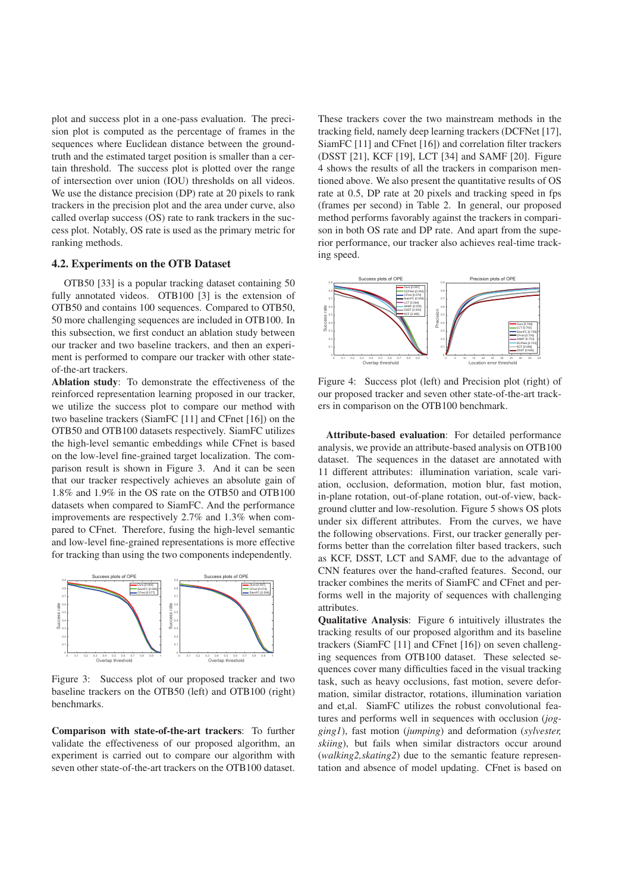plot and success plot in a one-pass evaluation. The precision plot is computed as the percentage of frames in the sequences where Euclidean distance between the groundtruth and the estimated target position is smaller than a certain threshold. The success plot is plotted over the range of intersection over union (IOU) thresholds on all videos. We use the distance precision (DP) rate at 20 pixels to rank trackers in the precision plot and the area under curve, also called overlap success (OS) rate to rank trackers in the success plot. Notably, OS rate is used as the primary metric for ranking methods.

### 4.2. Experiments on the OTB Dataset

OTB50 [33] is a popular tracking dataset containing 50 fully annotated videos. OTB100 [3] is the extension of OTB50 and contains 100 sequences. Compared to OTB50, 50 more challenging sequences are included in OTB100. In this subsection, we first conduct an ablation study between our tracker and two baseline trackers, and then an experiment is performed to compare our tracker with other state-of-the-art trackers.

**Ablation study**: To demonstrate the effectiveness of the reinforced representation learning proposed in our tracker, we utilize the success plot to compare our method with two baseline trackers (SiamFC [11] and CFnet [16]) on the OTB50 and OTB100 datasets respectively. SiamFC utilizes the high-level semantic embeddings while CFnet is based on the low-level fine-grained target localization. The comparison result is shown in Figure 3. And it can be seen that our tracker respectively achieves an absolute gain of 1.8% and 1.9% in the OS rate on the OTB50 and OTB100 datasets when compared to SiamFC. And the performance improvements are respectively 2.7% and 1.3% when compared to CFnet. Therefore, fusing the high-level semantic and low-level fine-grained representations is more effective for tracking than using the two components independently.

Figure 3: Success plot of our proposed tracker and two baseline trackers on the OTB50 (left) and OTB100 (right) benchmarks.

**Comparison with state-of-the-art trackers**: To further validate the effectiveness of our proposed algorithm, an experiment is carried out to compare our algorithm with seven other state-of-the-art trackers on the OTB100 dataset. These trackers cover the two mainstream methods in the tracking field, namely deep learning trackers (DCFNet [17], SiamFC [11] and CFnet [16]) and correlation filter trackers (DSST [21], KCF [19], LCT [34] and SAMF [20]. Figure 4 shows the results of all the trackers in comparison mentioned above. We also present the quantitative results of OS rate at 0.5, DP rate at 20 pixels and tracking speed in fps (frames per second) in Table 2. In general, our proposed method performs favorably against the trackers in comparison in both OS rate and DP rate. And apart from the superior performance, our tracker also achieves real-time tracking speed.

Figure 4: Success plot (left) and Precision plot (right) of our proposed tracker and seven other state-of-the-art trackers in comparison on the OTB100 benchmark.

**Attribute-based evaluation**: For detailed performance analysis, we provide an attribute-based analysis on OTB100 dataset. The sequences in the dataset are annotated with 11 different attributes: illumination variation, scale variation, occlusion, deformation, motion blur, fast motion, in-plane rotation, out-of-plane rotation, out-of-view, background clutter and low-resolution. Figure 5 shows OS plots under six different attributes. From the curves, we have the following observations. First, our tracker generally performs better than the correlation filter based trackers, such as KCF, DSST, LCT and SAMF, due to the advantage of CNN features over the hand-crafted features. Second, our tracker combines the merits of SiamFC and CFnet and performs well in the majority of sequences with challenging attributes.

**Qualitative Analysis**: Figure 6 intuitively illustrates the tracking results of our proposed algorithm and its baseline trackers (SiamFC [11] and CFnet [16]) on seven challenging sequences from OTB100 dataset. These selected sequences cover many difficulties faced in the visual tracking task, such as heavy occlusions, fast motion, severe deformation, similar distractor, rotations, illumination variation and et,al. SiamFC utilizes the robust convolutional features and performs well in sequences with occlusion (*jogging1*), fast motion (*jumping*) and deformation (*sylvester, skiing*), but fails when similar distractors occur around (*walking2,skating2*) due to the semantic feature representation and absence of model updating. CFnet is based on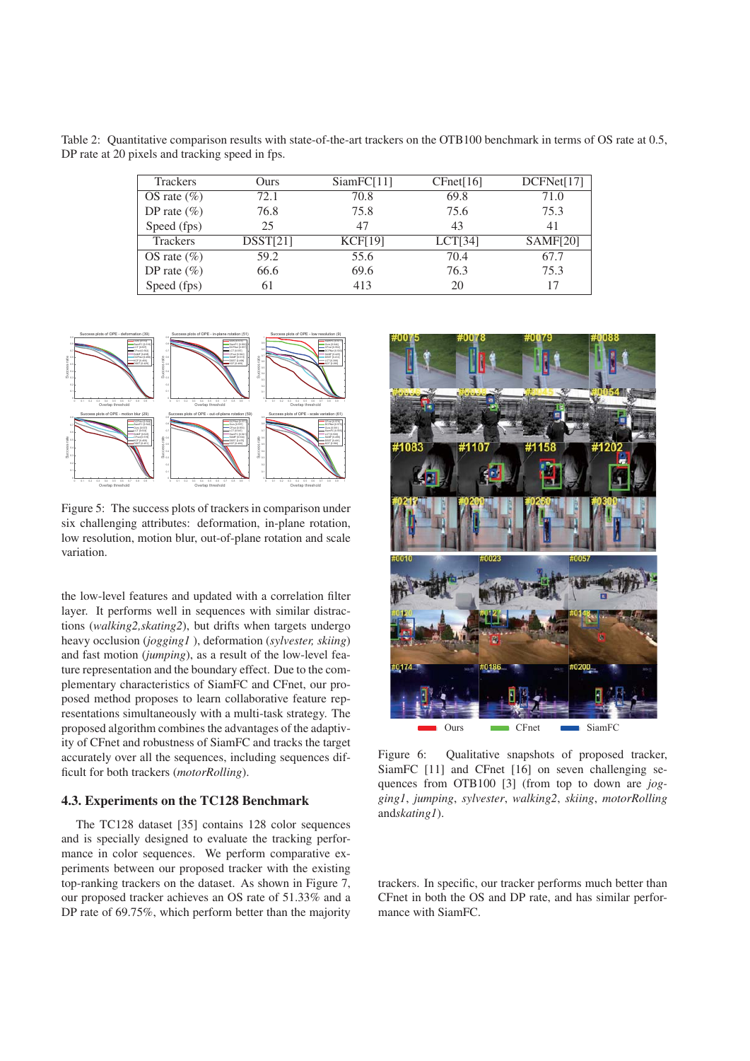Table 2: Quantitative comparison results with state-of-the-art trackers on the OTB100 benchmark in terms of OS rate at 0.5, DP rate at 20 pixels and tracking speed in fps.

| Trackers | Ours | SiamFC[11] | CFnet[16] | DCFNet[17] |
|---|---|---|---|---|
| OS rate (%) | 72.1 | 70.8 | 69.8 | 71.0 |
| DP rate (%) | 76.8 | 75.8 | 75.6 | 75.3 |
| Speed (fps) | 25 | 47 | 43 | 41 |
| Trackers | DSST[21] | KCF[19] | LCT[34] | SAMF[20] |
| OS rate (%) | 59.2 | 55.6 | 70.4 | 67.7 |
| DP rate (%) | 66.6 | 69.6 | 76.3 | 75.3 |
| Speed (fps) | 61 | 413 | 20 | 17 |

Figure 5: The success plots of trackers in comparison under six challenging attributes: deformation, in-plane rotation, low resolution, motion blur, out-of-plane rotation and scale variation.

the low-level features and updated with a correlation filter layer. It performs well in sequences with similar distractions (*walking2,skating2*), but drifts when targets undergo heavy occlusion (*jogging1* ), deformation (*sylvester, skiing*) and fast motion (*jumping*), as a result of the low-level feature representation and the boundary effect. Due to the complementary characteristics of SiamFC and CFnet, our proposed method proposes to learn collaborative feature representations simultaneously with a multi-task strategy. The proposed algorithm combines the advantages of the adaptivity of CFnet and robustness of SiamFC and tracks the target accurately over all the sequences, including sequences difficult for both trackers (*motorRolling*).

### 4.3. Experiments on the TC128 Benchmark

The TC128 dataset [35] contains 128 color sequences and is specially designed to evaluate the tracking performance in color sequences. We perform comparative experiments between our proposed tracker with the existing top-ranking trackers on the dataset. As shown in Figure 7, our proposed tracker achieves an OS rate of 51.33% and a DP rate of 69.75%, which perform better than the majority trackers. In specific, our tracker performs much better than CFnet in both the OS and DP rate, and has similar performance with SiamFC.

Figure 6: Qualitative snapshots of proposed tracker, SiamFC [11] and CFnet [16] on seven challenging sequences from OTB100 [3] (from top to down are *jogging1*, *jumping*, *sylvester*, *walking2*, *skiing*, *motorRolling* and*skating1*).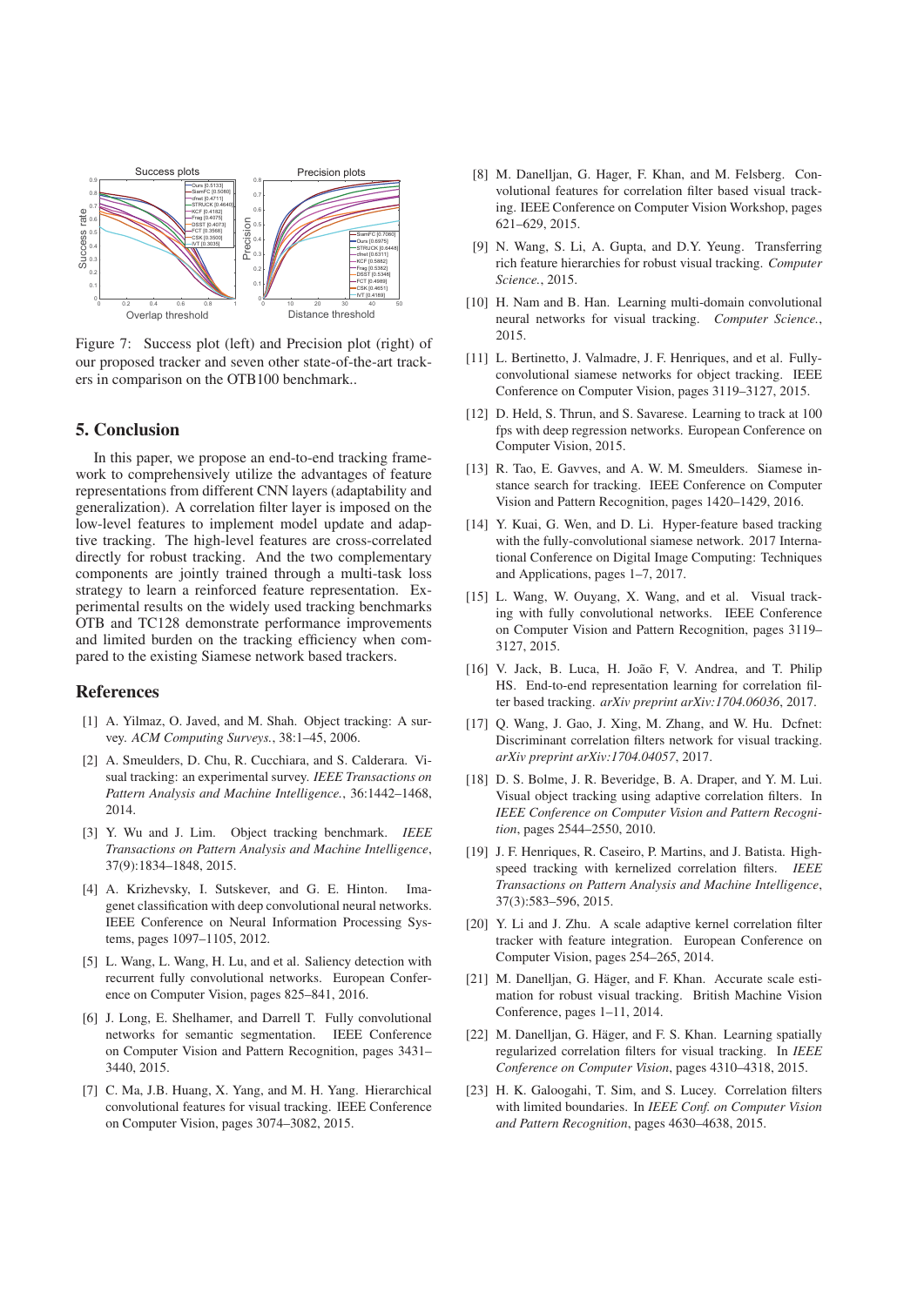Figure 7: Success plot (left) and Precision plot (right) of our proposed tracker and seven other state-of-the-art trackers in comparison on the OTB100 benchmark..

## 5. Conclusion

In this paper, we propose an end-to-end tracking framework to comprehensively utilize the advantages of feature representations from different CNN layers (adaptability and generalization). A correlation filter layer is imposed on the low-level features to implement model update and adaptive tracking. The high-level features are cross-correlated directly for robust tracking. And the two complementary components are jointly trained through a multi-task loss strategy to learn a reinforced feature representation. Experimental results on the widely used tracking benchmarks OTB and TC128 demonstrate performance improvements and limited burden on the tracking efficiency when compared to the existing Siamese network based trackers.

## References

[1] A. Yilmaz, O. Javed, and M. Shah. Object tracking: A survey. *ACM Computing Surveys.*, 38:1–45, 2006.

[2] A. Smeulders, D. Chu, R. Cucchiara, and S. Calderara. Visual tracking: an experimental survey. *IEEE Transactions on Pattern Analysis and Machine Intelligence.*, 36:1442–1468, 2014.

[3] Y. Wu and J. Lim. Object tracking benchmark. *IEEE Transactions on Pattern Analysis and Machine Intelligence*, 37(9):1834–1848, 2015.

[4] A. Krizhevsky, I. Sutskever, and G. E. Hinton. Imagenet classification with deep convolutional neural networks. IEEE Conference on Neural Information Processing Systems, pages 1097–1105, 2012.

[5] L. Wang, L. Wang, H. Lu, and et al. Saliency detection with recurrent fully convolutional networks. European Conference on Computer Vision, pages 825–841, 2016.

[6] J. Long, E. Shelhamer, and Darrell T. Fully convolutional networks for semantic segmentation. IEEE Conference on Computer Vision and Pattern Recognition, pages 3431–3440, 2015.

[7] C. Ma, J.B. Huang, X. Yang, and M. H. Yang. Hierarchical convolutional features for visual tracking. IEEE Conference on Computer Vision, pages 3074–3082, 2015.

[8] M. Danelljan, G. Hager, F. Khan, and M. Felsberg. Convolutional features for correlation filter based visual tracking. IEEE Conference on Computer Vision Workshop, pages 621–629, 2015.

[9] N. Wang, S. Li, A. Gupta, and D.Y. Yeung. Transferring rich feature hierarchies for robust visual tracking. *Computer Science.*, 2015.

[10] H. Nam and B. Han. Learning multi-domain convolutional neural networks for visual tracking. *Computer Science.*, 2015.

[11] L. Bertinetto, J. Valmadre, J. F. Henriques, and et al. Fully-convolutional siamese networks for object tracking. IEEE Conference on Computer Vision, pages 3119–3127, 2015.

[12] D. Held, S. Thrun, and S. Savarese. Learning to track at 100 fps with deep regression networks. European Conference on Computer Vision, 2015.

[13] R. Tao, E. Gavves, and A. W. M. Smeulders. Siamese instance search for tracking. IEEE Conference on Computer Vision and Pattern Recognition, pages 1420–1429, 2016.

[14] Y. Kuai, G. Wen, and D. Li. Hyper-feature based tracking with the fully-convolutional siamese network. 2017 International Conference on Digital Image Computing: Techniques and Applications, pages 1–7, 2017.

[15] L. Wang, W. Ouyang, X. Wang, and et al. Visual tracking with fully convolutional networks. IEEE Conference on Computer Vision and Pattern Recognition, pages 3119–3127, 2015.

[16] V. Jack, B. Luca, H. João F, V. Andrea, and T. Philip HS. End-to-end representation learning for correlation filter based tracking. *arXiv preprint arXiv:1704.06036*, 2017.

[17] Q. Wang, J. Gao, J. Xing, M. Zhang, and W. Hu. Dcfnet: Discriminant correlation filters network for visual tracking. *arXiv preprint arXiv:1704.04057*, 2017.

[18] D. S. Bolme, J. R. Beveridge, B. A. Draper, and Y. M. Lui. Visual object tracking using adaptive correlation filters. In *IEEE Conference on Computer Vision and Pattern Recognition*, pages 2544–2550, 2010.

[19] J. F. Henriques, R. Caseiro, P. Martins, and J. Batista. High-speed tracking with kernelized correlation filters. *IEEE Transactions on Pattern Analysis and Machine Intelligence*, 37(3):583–596, 2015.

[20] Y. Li and J. Zhu. A scale adaptive kernel correlation filter tracker with feature integration. European Conference on Computer Vision, pages 254–265, 2014.

[21] M. Danelljan, G. Häger, and F. Khan. Accurate scale estimation for robust visual tracking. British Machine Vision Conference, pages 1–11, 2014.

[22] M. Danelljan, G. Häger, and F. S. Khan. Learning spatially regularized correlation filters for visual tracking. In *IEEE Conference on Computer Vision*, pages 4310–4318, 2015.

[23] H. K. Galoogahi, T. Sim, and S. Lucey. Correlation filters with limited boundaries. In *IEEE Conf. on Computer Vision and Pattern Recognition*, pages 4630–4638, 2015.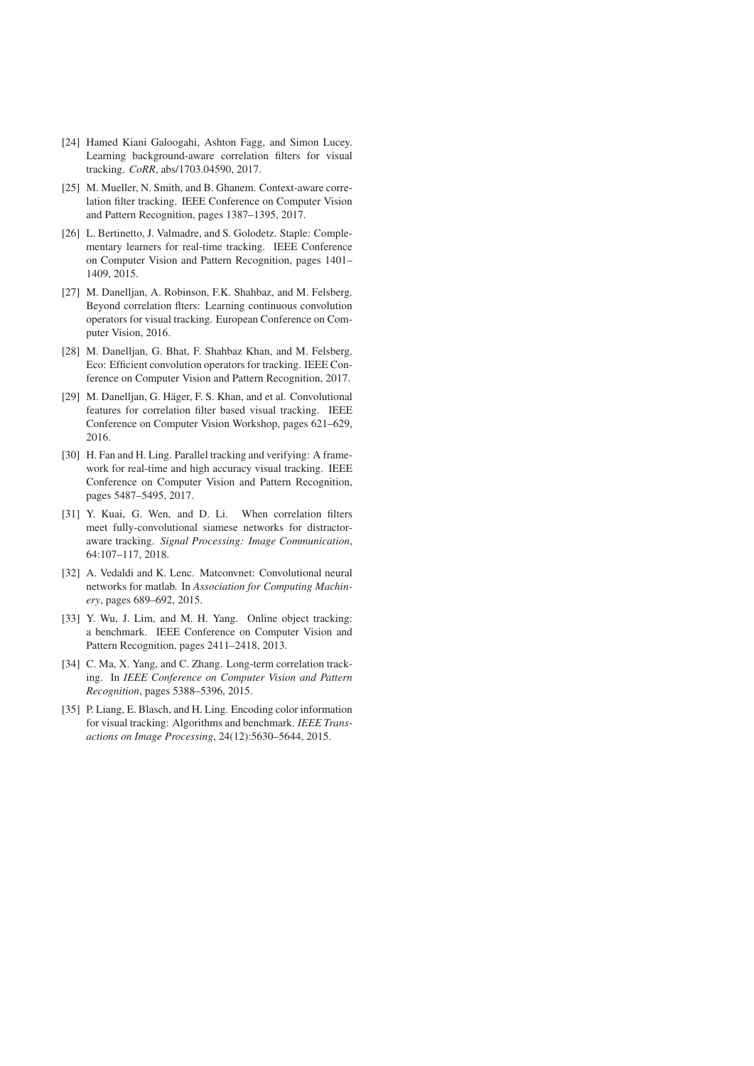[24] Hamed Kiani Galoogahi, Ashton Fagg, and Simon Lucey. Learning background-aware correlation filters for visual tracking. *CoRR*, abs/1703.04590, 2017.

[25] M. Mueller, N. Smith, and B. Ghanem. Context-aware correlation filter tracking. IEEE Conference on Computer Vision and Pattern Recognition, pages 1387–1395, 2017.

[26] L. Bertinetto, J. Valmadre, and S. Golodetz. Staple: Complementary learners for real-time tracking. IEEE Conference on Computer Vision and Pattern Recognition, pages 1401–1409, 2015.

[27] M. Danelljan, A. Robinson, F.K. Shahbaz, and M. Felsberg. Beyond correlation flters: Learning continuous convolution operators for visual tracking. European Conference on Computer Vision, 2016.

[28] M. Danelljan, G. Bhat, F. Shahbaz Khan, and M. Felsberg. Eco: Efficient convolution operators for tracking. IEEE Conference on Computer Vision and Pattern Recognition, 2017.

[29] M. Danelljan, G. Häger, F. S. Khan, and et al. Convolutional features for correlation filter based visual tracking. IEEE Conference on Computer Vision Workshop, pages 621–629, 2016.

[30] H. Fan and H. Ling. Parallel tracking and verifying: A framework for real-time and high accuracy visual tracking. IEEE Conference on Computer Vision and Pattern Recognition, pages 5487–5495, 2017.

[31] Y. Kuai, G. Wen, and D. Li. When correlation filters meet fully-convolutional siamese networks for distractor-aware tracking. *Signal Processing: Image Communication*, 64:107–117, 2018.

[32] A. Vedaldi and K. Lenc. Matconvnet: Convolutional neural networks for matlab. In *Association for Computing Machinery*, pages 689–692, 2015.

[33] Y. Wu, J. Lim, and M. H. Yang. Online object tracking: a benchmark. IEEE Conference on Computer Vision and Pattern Recognition, pages 2411–2418, 2013.

[34] C. Ma, X. Yang, and C. Zhang. Long-term correlation tracking. In *IEEE Conference on Computer Vision and Pattern Recognition*, pages 5388–5396, 2015.

[35] P. Liang, E. Blasch, and H. Ling. Encoding color information for visual tracking: Algorithms and benchmark. *IEEE Transactions on Image Processing*, 24(12):5630–5644, 2015.